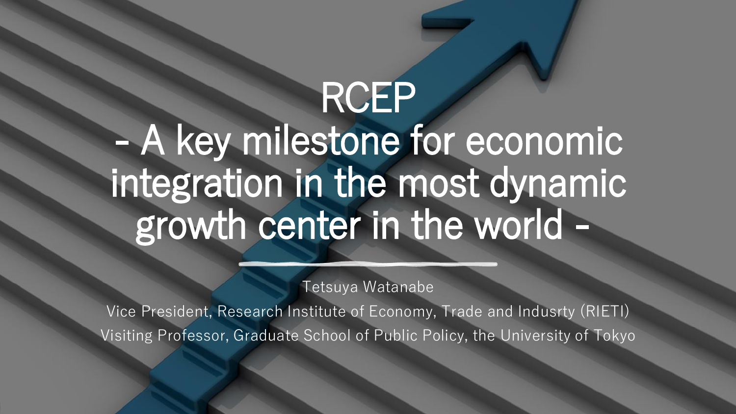# RCEP
# - A key milestone for economic integration in the most dynamic growth center in the world -

Tetsuya Watanabe

Vice President, Research Institute of Economy, Trade and Indusrty (RIETI)

Visiting Professor, Graduate School of Public Policy, the University of Tokyo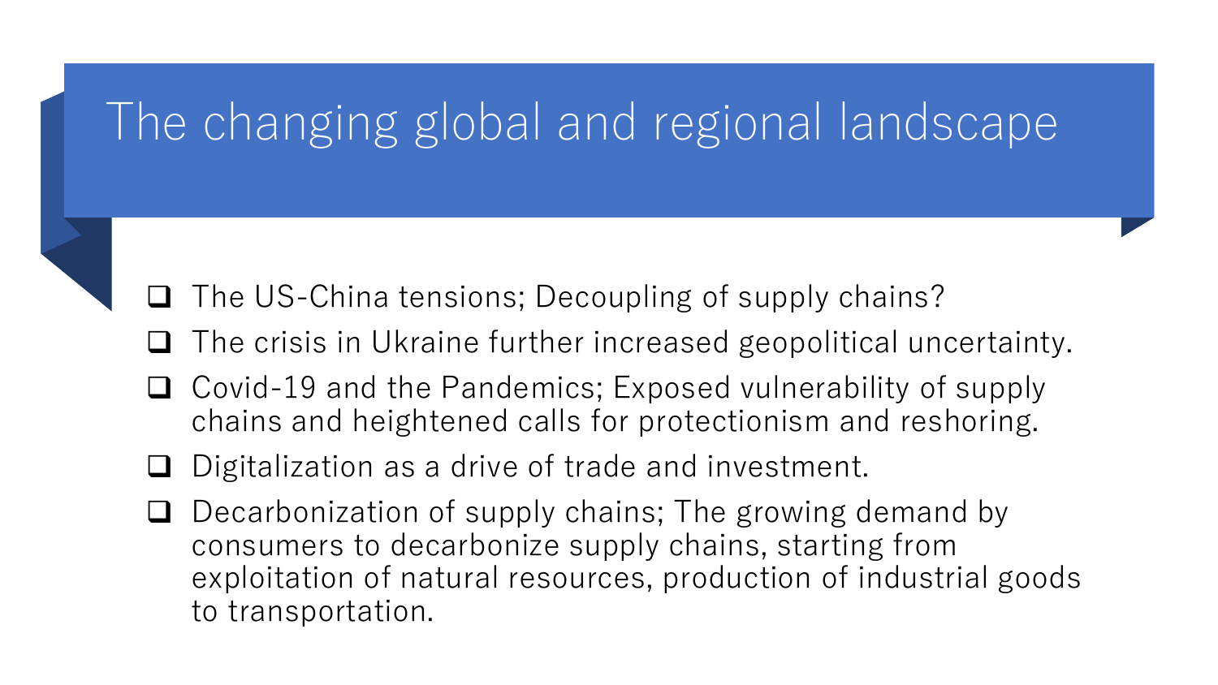# The changing global and regional landscape

- The US-China tensions; Decoupling of supply chains?
- The crisis in Ukraine further increased geopolitical uncertainty.
- Covid-19 and the Pandemics; Exposed vulnerability of supply chains and heightened calls for protectionism and reshoring.
- Digitalization as a drive of trade and investment.
- Decarbonization of supply chains; The growing demand by consumers to decarbonize supply chains, starting from exploitation of natural resources, production of industrial goods to transportation.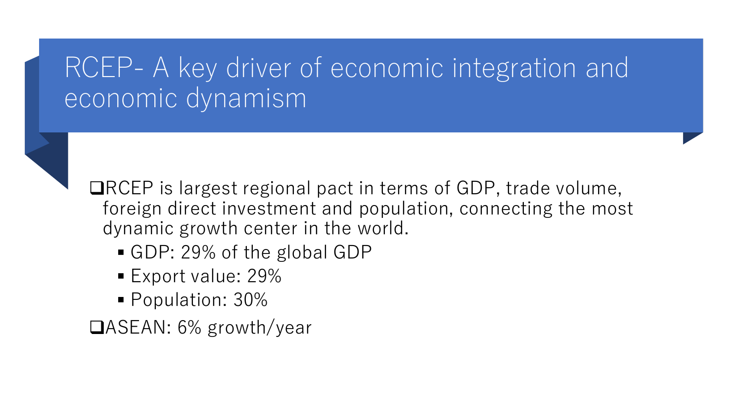# RCEP- A key driver of economic integration and economic dynamism

- RCEP is largest regional pact in terms of GDP, trade volume, foreign direct investment and population, connecting the most dynamic growth center in the world.
  - GDP: 29% of the global GDP
  - Export value: 29%
  - Population: 30%
- ASEAN: 6% growth/year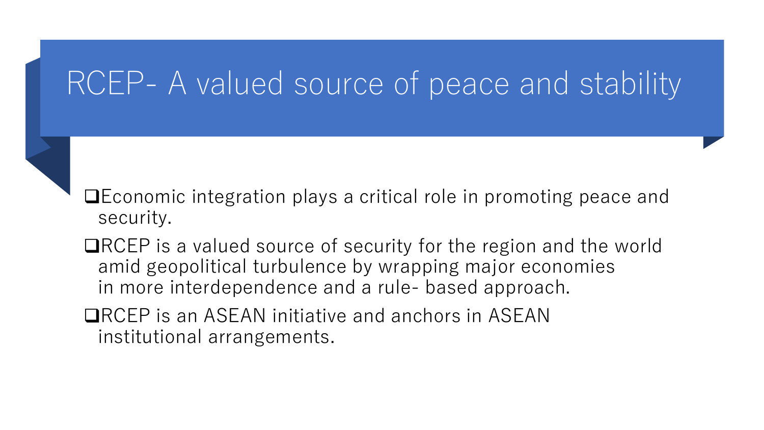# RCEP- A valued source of peace and stability

- Economic integration plays a critical role in promoting peace and security.
- RCEP is a valued source of security for the region and the world amid geopolitical turbulence by wrapping major economies in more interdependence and a rule- based approach.
- RCEP is an ASEAN initiative and anchors in ASEAN institutional arrangements.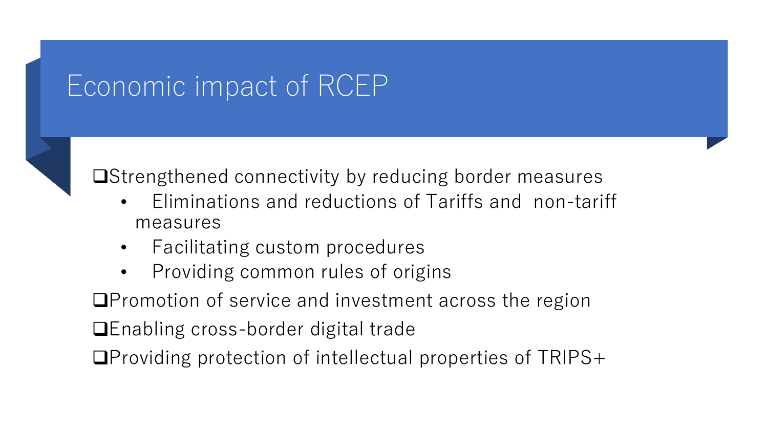# Economic impact of RCEP

- Strengthened connectivity by reducing border measures
  - Eliminations and reductions of Tariffs and non-tariff measures
  - Facilitating custom procedures
  - Providing common rules of origins
- Promotion of service and investment across the region
- Enabling cross-border digital trade
- Providing protection of intellectual properties of TRIPS+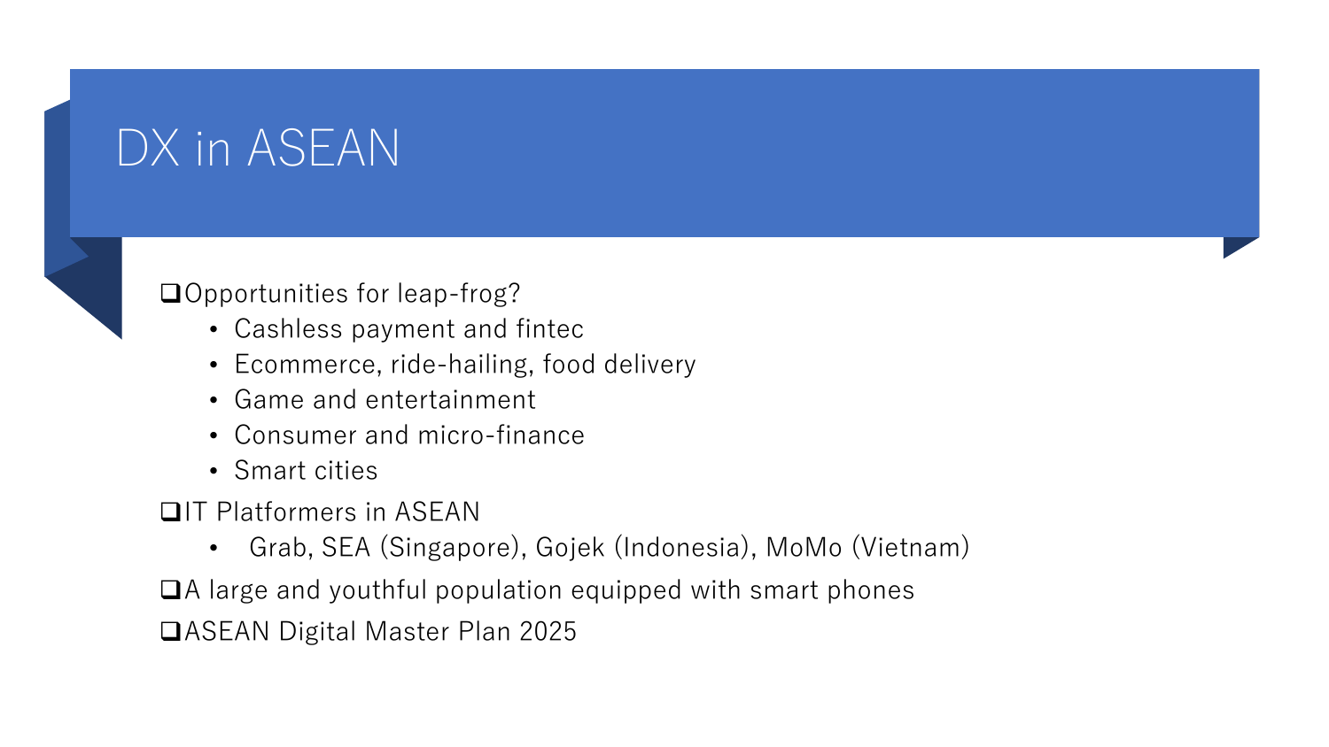# DX in ASEAN

- Opportunities for leap-frog?
  - Cashless payment and fintec
  - Ecommerce, ride-hailing, food delivery
  - Game and entertainment
  - Consumer and micro-finance
  - Smart cities
- IT Platformers in ASEAN
  - Grab, SEA (Singapore), Gojek (Indonesia), MoMo (Vietnam)
- A large and youthful population equipped with smart phones
- ASEAN Digital Master Plan 2025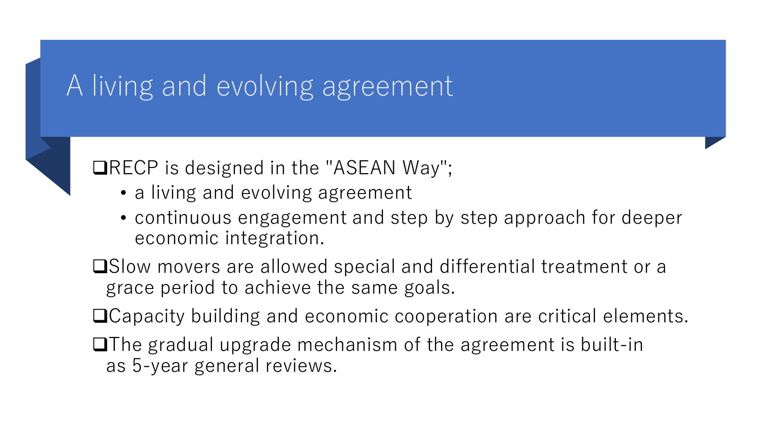# A living and evolving agreement

- RECP is designed in the "ASEAN Way";
  - a living and evolving agreement
  - continuous engagement and step by step approach for deeper economic integration.
- Slow movers are allowed special and differential treatment or a grace period to achieve the same goals.
- Capacity building and economic cooperation are critical elements.
- The gradual upgrade mechanism of the agreement is built-in as 5-year general reviews.